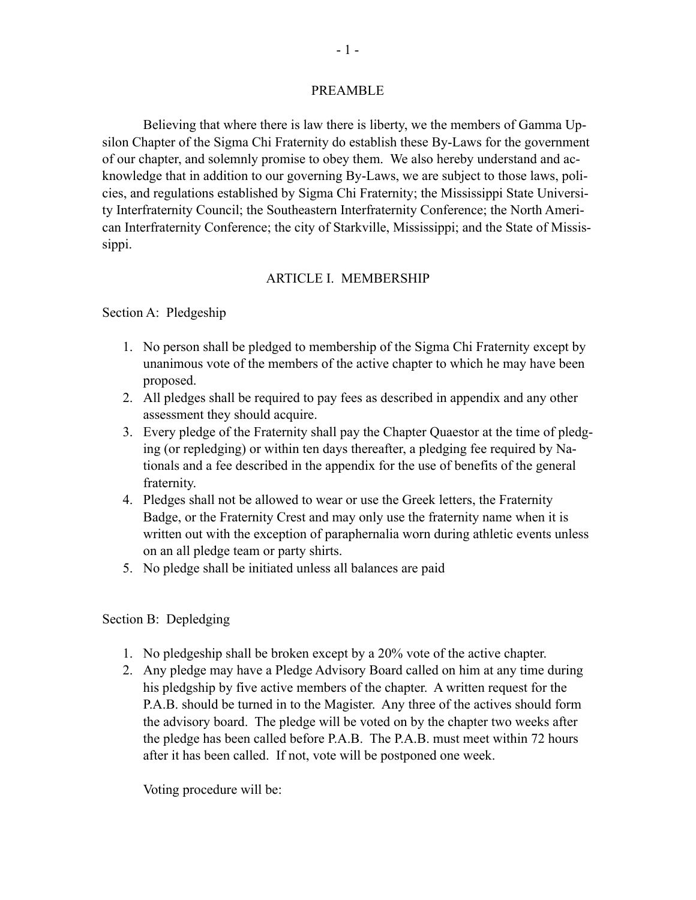# PREAMBLE

Believing that where there is law there is liberty, we the members of Gamma Upsilon Chapter of the Sigma Chi Fraternity do establish these By-Laws for the government of our chapter, and solemnly promise to obey them. We also hereby understand and acknowledge that in addition to our governing By-Laws, we are subject to those laws, policies, and regulations established by Sigma Chi Fraternity; the Mississippi State University Interfraternity Council; the Southeastern Interfraternity Conference; the North American Interfraternity Conference; the city of Starkville, Mississippi; and the State of Mississippi.

## ARTICLE I. MEMBERSHIP

### Section A: Pledgeship

1. No person shall be pledged to membership of the Sigma Chi Fraternity except by unanimous vote of the members of the active chapter to which he may have been proposed.
2. All pledges shall be required to pay fees as described in appendix and any other assessment they should acquire.
3. Every pledge of the Fraternity shall pay the Chapter Quaestor at the time of pledging (or repledging) or within ten days thereafter, a pledging fee required by Nationals and a fee described in the appendix for the use of benefits of the general fraternity.
4. Pledges shall not be allowed to wear or use the Greek letters, the Fraternity Badge, or the Fraternity Crest and may only use the fraternity name when it is written out with the exception of paraphernalia worn during athletic events unless on an all pledge team or party shirts.
5. No pledge shall be initiated unless all balances are paid

### Section B: Depledging

1. No pledgeship shall be broken except by a 20% vote of the active chapter.
2. Any pledge may have a Pledge Advisory Board called on him at any time during his pledgship by five active members of the chapter. A written request for the P.A.B. should be turned in to the Magister. Any three of the actives should form the advisory board. The pledge will be voted on by the chapter two weeks after the pledge has been called before P.A.B. The P.A.B. must meet within 72 hours after it has been called. If not, vote will be postponed one week.

   Voting procedure will be: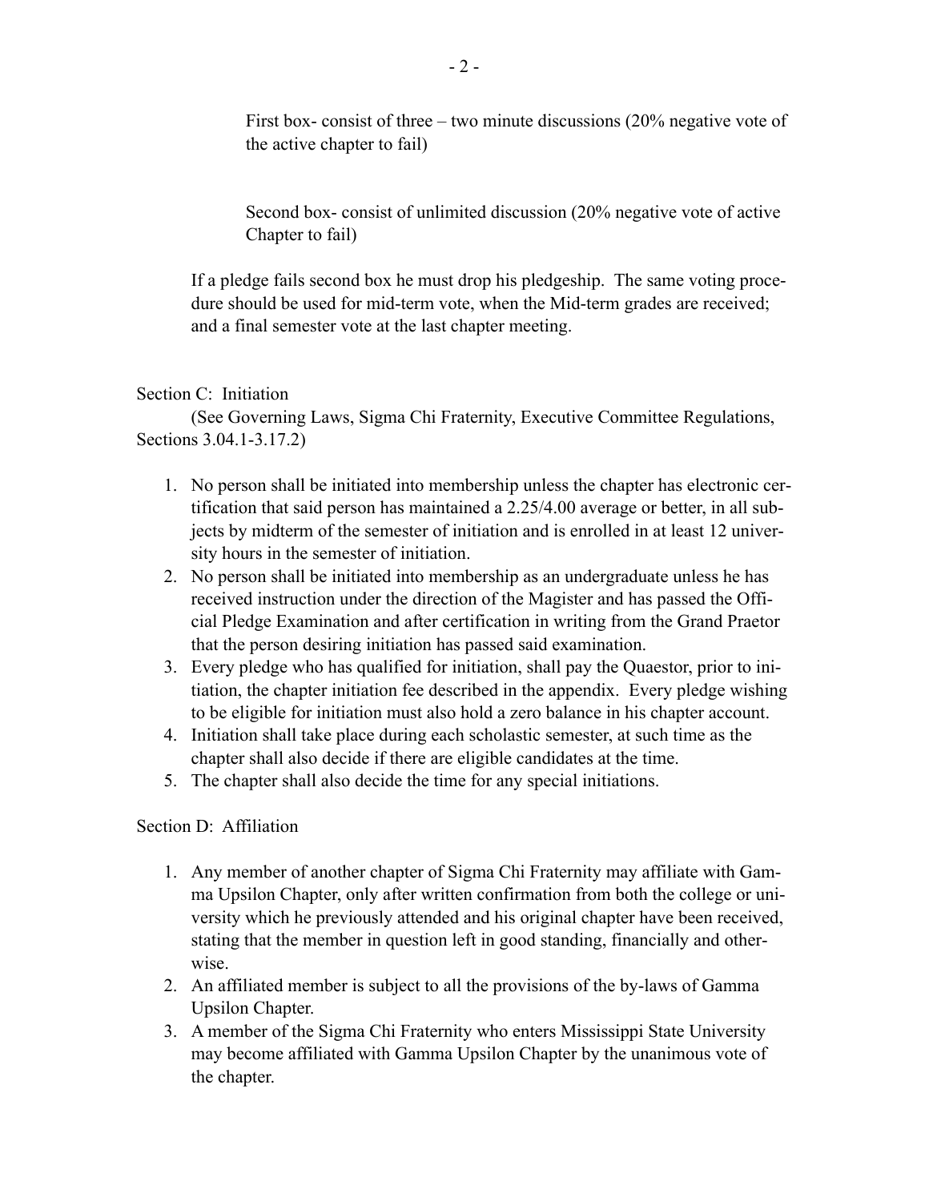First box- consist of three – two minute discussions (20% negative vote of the active chapter to fail)

Second box- consist of unlimited discussion (20% negative vote of active Chapter to fail)

If a pledge fails second box he must drop his pledgeship. The same voting procedure should be used for mid-term vote, when the Mid-term grades are received; and a final semester vote at the last chapter meeting.

Section C: Initiation

(See Governing Laws, Sigma Chi Fraternity, Executive Committee Regulations, Sections 3.04.1-3.17.2)

1. No person shall be initiated into membership unless the chapter has electronic certification that said person has maintained a 2.25/4.00 average or better, in all subjects by midterm of the semester of initiation and is enrolled in at least 12 university hours in the semester of initiation.
2. No person shall be initiated into membership as an undergraduate unless he has received instruction under the direction of the Magister and has passed the Official Pledge Examination and after certification in writing from the Grand Praetor that the person desiring initiation has passed said examination.
3. Every pledge who has qualified for initiation, shall pay the Quaestor, prior to initiation, the chapter initiation fee described in the appendix. Every pledge wishing to be eligible for initiation must also hold a zero balance in his chapter account.
4. Initiation shall take place during each scholastic semester, at such time as the chapter shall also decide if there are eligible candidates at the time.
5. The chapter shall also decide the time for any special initiations.

Section D: Affiliation

1. Any member of another chapter of Sigma Chi Fraternity may affiliate with Gamma Upsilon Chapter, only after written confirmation from both the college or university which he previously attended and his original chapter have been received, stating that the member in question left in good standing, financially and otherwise.
2. An affiliated member is subject to all the provisions of the by-laws of Gamma Upsilon Chapter.
3. A member of the Sigma Chi Fraternity who enters Mississippi State University may become affiliated with Gamma Upsilon Chapter by the unanimous vote of the chapter.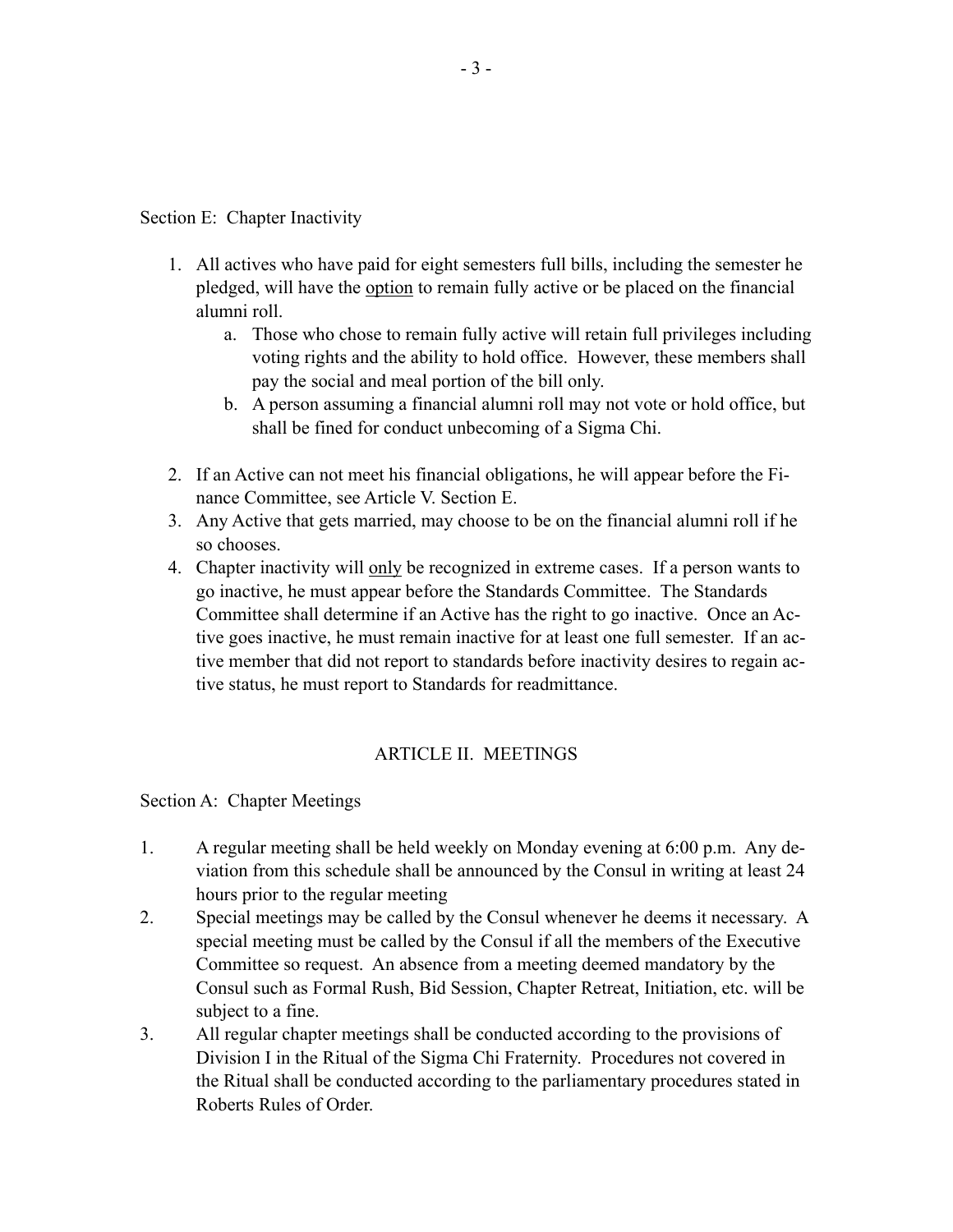Section E: Chapter Inactivity

1. All actives who have paid for eight semesters full bills, including the semester he pledged, will have the <u>option</u> to remain fully active or be placed on the financial alumni roll.
    a. Those who chose to remain fully active will retain full privileges including voting rights and the ability to hold office. However, these members shall pay the social and meal portion of the bill only.
    b. A person assuming a financial alumni roll may not vote or hold office, but shall be fined for conduct unbecoming of a Sigma Chi.

2. If an Active can not meet his financial obligations, he will appear before the Finance Committee, see Article V. Section E.
3. Any Active that gets married, may choose to be on the financial alumni roll if he so chooses.
4. Chapter inactivity will <u>only</u> be recognized in extreme cases. If a person wants to go inactive, he must appear before the Standards Committee. The Standards Committee shall determine if an Active has the right to go inactive. Once an Active goes inactive, he must remain inactive for at least one full semester. If an active member that did not report to standards before inactivity desires to regain active status, he must report to Standards for readmittance.

## ARTICLE II. MEETINGS

Section A: Chapter Meetings

1. A regular meeting shall be held weekly on Monday evening at 6:00 p.m. Any deviation from this schedule shall be announced by the Consul in writing at least 24 hours prior to the regular meeting
2. Special meetings may be called by the Consul whenever he deems it necessary. A special meeting must be called by the Consul if all the members of the Executive Committee so request. An absence from a meeting deemed mandatory by the Consul such as Formal Rush, Bid Session, Chapter Retreat, Initiation, etc. will be subject to a fine.
3. All regular chapter meetings shall be conducted according to the provisions of Division I in the Ritual of the Sigma Chi Fraternity. Procedures not covered in the Ritual shall be conducted according to the parliamentary procedures stated in Roberts Rules of Order.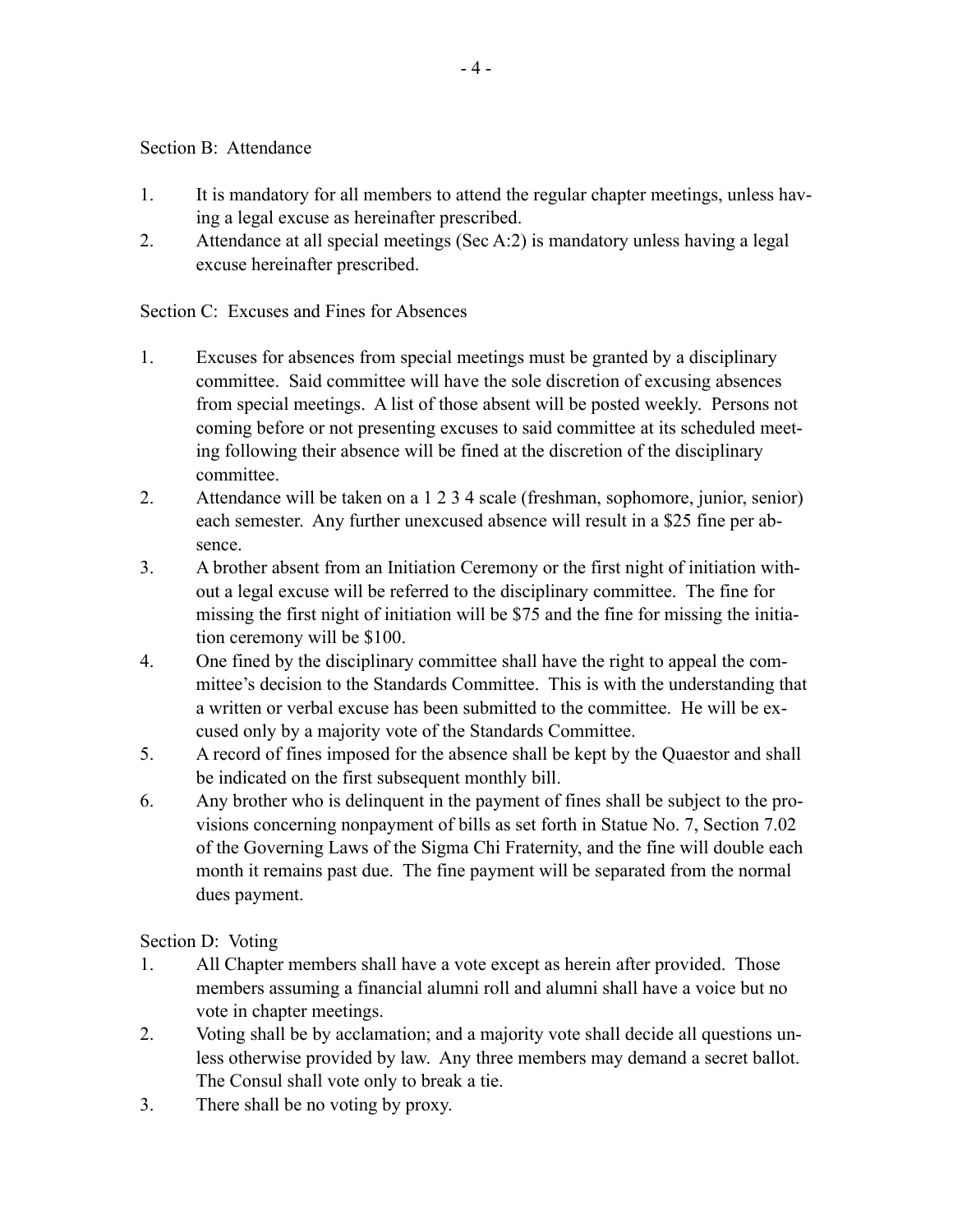Section B: Attendance

1. It is mandatory for all members to attend the regular chapter meetings, unless having a legal excuse as hereinafter prescribed.
2. Attendance at all special meetings (Sec A:2) is mandatory unless having a legal excuse hereinafter prescribed.

Section C: Excuses and Fines for Absences

1. Excuses for absences from special meetings must be granted by a disciplinary committee. Said committee will have the sole discretion of excusing absences from special meetings. A list of those absent will be posted weekly. Persons not coming before or not presenting excuses to said committee at its scheduled meeting following their absence will be fined at the discretion of the disciplinary committee.
2. Attendance will be taken on a 1 2 3 4 scale (freshman, sophomore, junior, senior) each semester. Any further unexcused absence will result in a $25 fine per absence.
3. A brother absent from an Initiation Ceremony or the first night of initiation without a legal excuse will be referred to the disciplinary committee. The fine for missing the first night of initiation will be $75 and the fine for missing the initiation ceremony will be $100.
4. One fined by the disciplinary committee shall have the right to appeal the committee's decision to the Standards Committee. This is with the understanding that a written or verbal excuse has been submitted to the committee. He will be excused only by a majority vote of the Standards Committee.
5. A record of fines imposed for the absence shall be kept by the Quaestor and shall be indicated on the first subsequent monthly bill.
6. Any brother who is delinquent in the payment of fines shall be subject to the provisions concerning nonpayment of bills as set forth in Statue No. 7, Section 7.02 of the Governing Laws of the Sigma Chi Fraternity, and the fine will double each month it remains past due. The fine payment will be separated from the normal dues payment.

Section D: Voting

1. All Chapter members shall have a vote except as herein after provided. Those members assuming a financial alumni roll and alumni shall have a voice but no vote in chapter meetings.
2. Voting shall be by acclamation; and a majority vote shall decide all questions unless otherwise provided by law. Any three members may demand a secret ballot. The Consul shall vote only to break a tie.
3. There shall be no voting by proxy.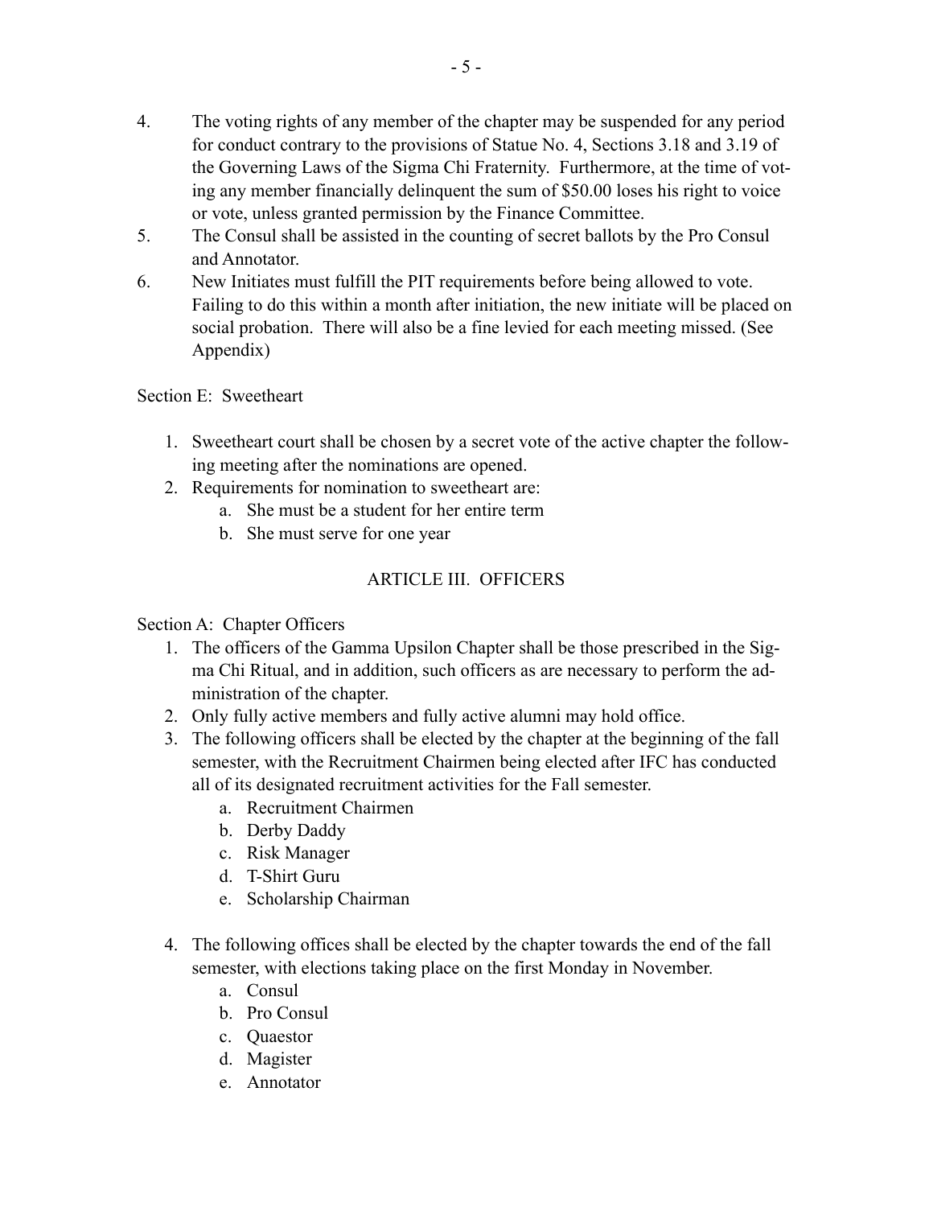4. The voting rights of any member of the chapter may be suspended for any period for conduct contrary to the provisions of Statue No. 4, Sections 3.18 and 3.19 of the Governing Laws of the Sigma Chi Fraternity. Furthermore, at the time of voting any member financially delinquent the sum of $50.00 loses his right to voice or vote, unless granted permission by the Finance Committee.
5. The Consul shall be assisted in the counting of secret ballots by the Pro Consul and Annotator.
6. New Initiates must fulfill the PIT requirements before being allowed to vote. Failing to do this within a month after initiation, the new initiate will be placed on social probation. There will also be a fine levied for each meeting missed. (See Appendix)

Section E: Sweetheart

1. Sweetheart court shall be chosen by a secret vote of the active chapter the following meeting after the nominations are opened.
2. Requirements for nomination to sweetheart are:
    a. She must be a student for her entire term
    b. She must serve for one year

## ARTICLE III. OFFICERS

Section A: Chapter Officers

1. The officers of the Gamma Upsilon Chapter shall be those prescribed in the Sigma Chi Ritual, and in addition, such officers as are necessary to perform the administration of the chapter.
2. Only fully active members and fully active alumni may hold office.
3. The following officers shall be elected by the chapter at the beginning of the fall semester, with the Recruitment Chairmen being elected after IFC has conducted all of its designated recruitment activities for the Fall semester.
    a. Recruitment Chairmen
    b. Derby Daddy
    c. Risk Manager
    d. T-Shirt Guru
    e. Scholarship Chairman
4. The following offices shall be elected by the chapter towards the end of the fall semester, with elections taking place on the first Monday in November.
    a. Consul
    b. Pro Consul
    c. Quaestor
    d. Magister
    e. Annotator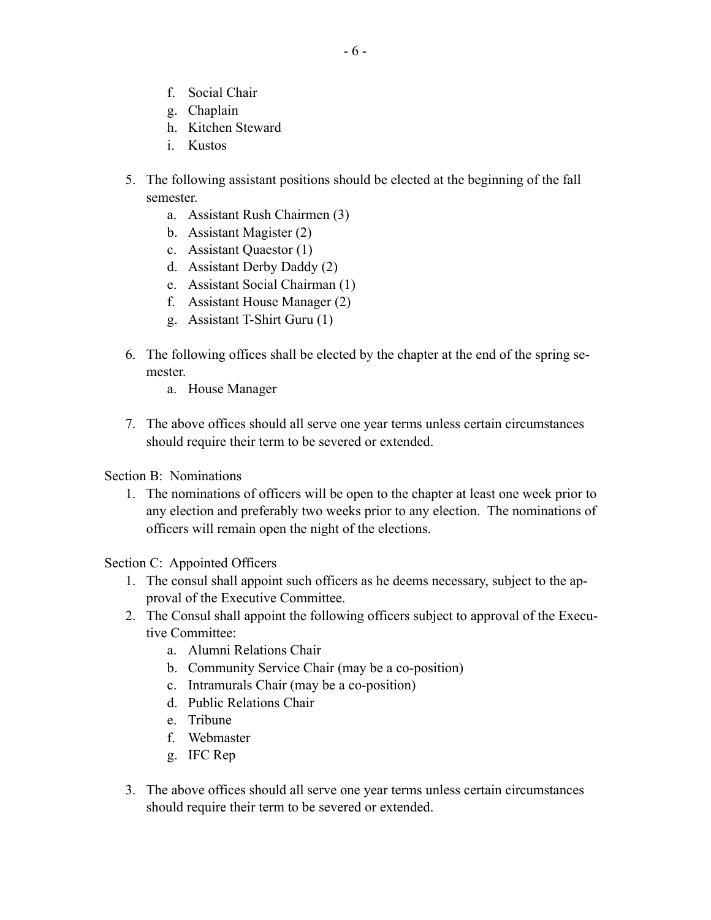f. Social Chair
   g. Chaplain
   h. Kitchen Steward
   i. Kustos

5. The following assistant positions should be elected at the beginning of the fall semester.
   a. Assistant Rush Chairmen (3)
   b. Assistant Magister (2)
   c. Assistant Quaestor (1)
   d. Assistant Derby Daddy (2)
   e. Assistant Social Chairman (1)
   f. Assistant House Manager (2)
   g. Assistant T-Shirt Guru (1)

6. The following offices shall be elected by the chapter at the end of the spring semester.
   a. House Manager

7. The above offices should all serve one year terms unless certain circumstances should require their term to be severed or extended.

Section B: Nominations

1. The nominations of officers will be open to the chapter at least one week prior to any election and preferably two weeks prior to any election. The nominations of officers will remain open the night of the elections.

Section C: Appointed Officers

1. The consul shall appoint such officers as he deems necessary, subject to the approval of the Executive Committee.
2. The Consul shall appoint the following officers subject to approval of the Executive Committee:
   a. Alumni Relations Chair
   b. Community Service Chair (may be a co-position)
   c. Intramurals Chair (may be a co-position)
   d. Public Relations Chair
   e. Tribune
   f. Webmaster
   g. IFC Rep

3. The above offices should all serve one year terms unless certain circumstances should require their term to be severed or extended.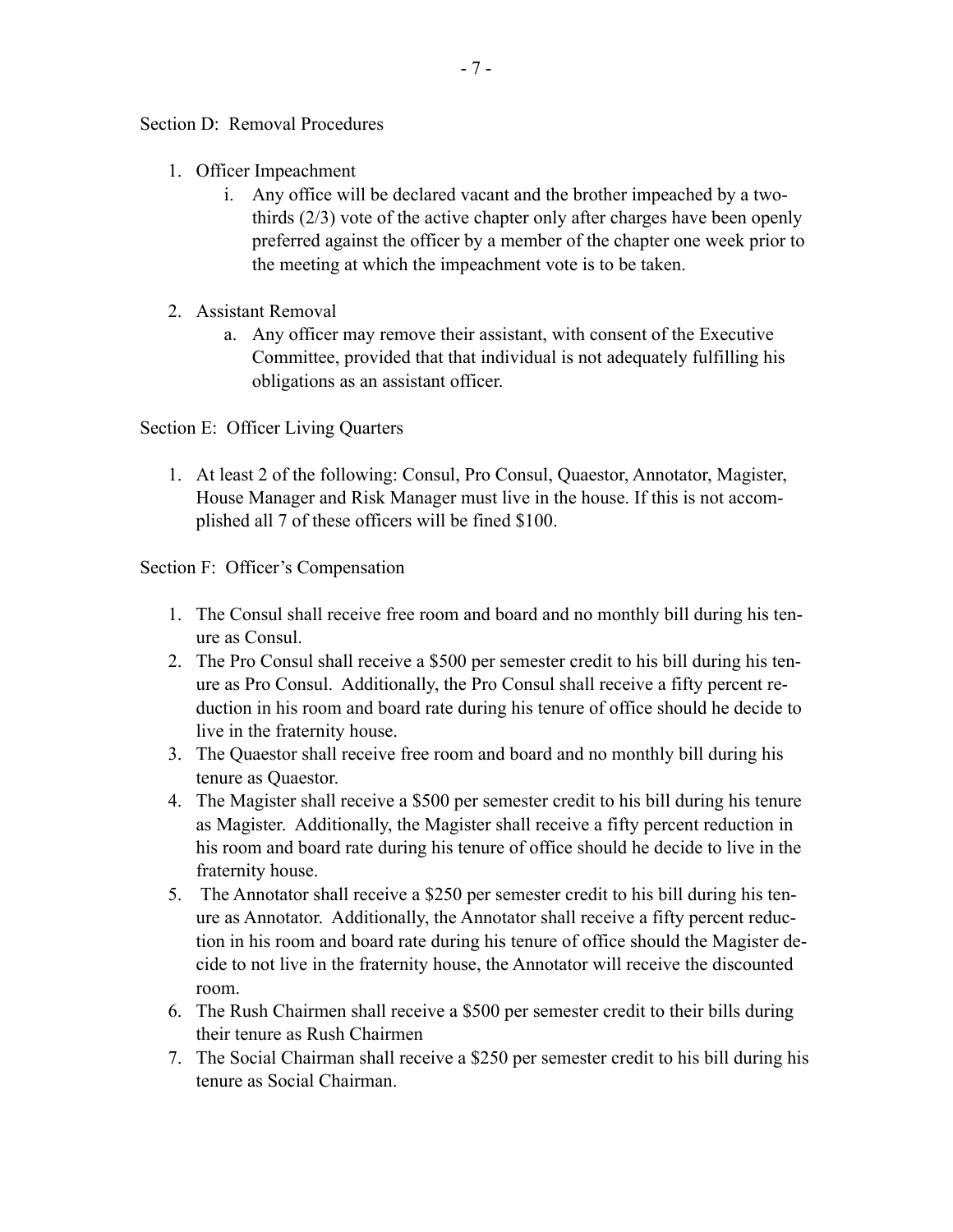Section D: Removal Procedures

1. Officer Impeachment
    i. Any office will be declared vacant and the brother impeached by a two-thirds (2/3) vote of the active chapter only after charges have been openly preferred against the officer by a member of the chapter one week prior to the meeting at which the impeachment vote is to be taken.

2. Assistant Removal
    a. Any officer may remove their assistant, with consent of the Executive Committee, provided that that individual is not adequately fulfilling his obligations as an assistant officer.

Section E: Officer Living Quarters

1. At least 2 of the following: Consul, Pro Consul, Quaestor, Annotator, Magister, House Manager and Risk Manager must live in the house. If this is not accomplished all 7 of these officers will be fined $100.

Section F: Officer's Compensation

1. The Consul shall receive free room and board and no monthly bill during his tenure as Consul.
2. The Pro Consul shall receive a $500 per semester credit to his bill during his tenure as Pro Consul. Additionally, the Pro Consul shall receive a fifty percent reduction in his room and board rate during his tenure of office should he decide to live in the fraternity house.
3. The Quaestor shall receive free room and board and no monthly bill during his tenure as Quaestor.
4. The Magister shall receive a $500 per semester credit to his bill during his tenure as Magister. Additionally, the Magister shall receive a fifty percent reduction in his room and board rate during his tenure of office should he decide to live in the fraternity house.
5. The Annotator shall receive a $250 per semester credit to his bill during his tenure as Annotator. Additionally, the Annotator shall receive a fifty percent reduction in his room and board rate during his tenure of office should the Magister decide to not live in the fraternity house, the Annotator will receive the discounted room.
6. The Rush Chairmen shall receive a $500 per semester credit to their bills during their tenure as Rush Chairmen
7. The Social Chairman shall receive a $250 per semester credit to his bill during his tenure as Social Chairman.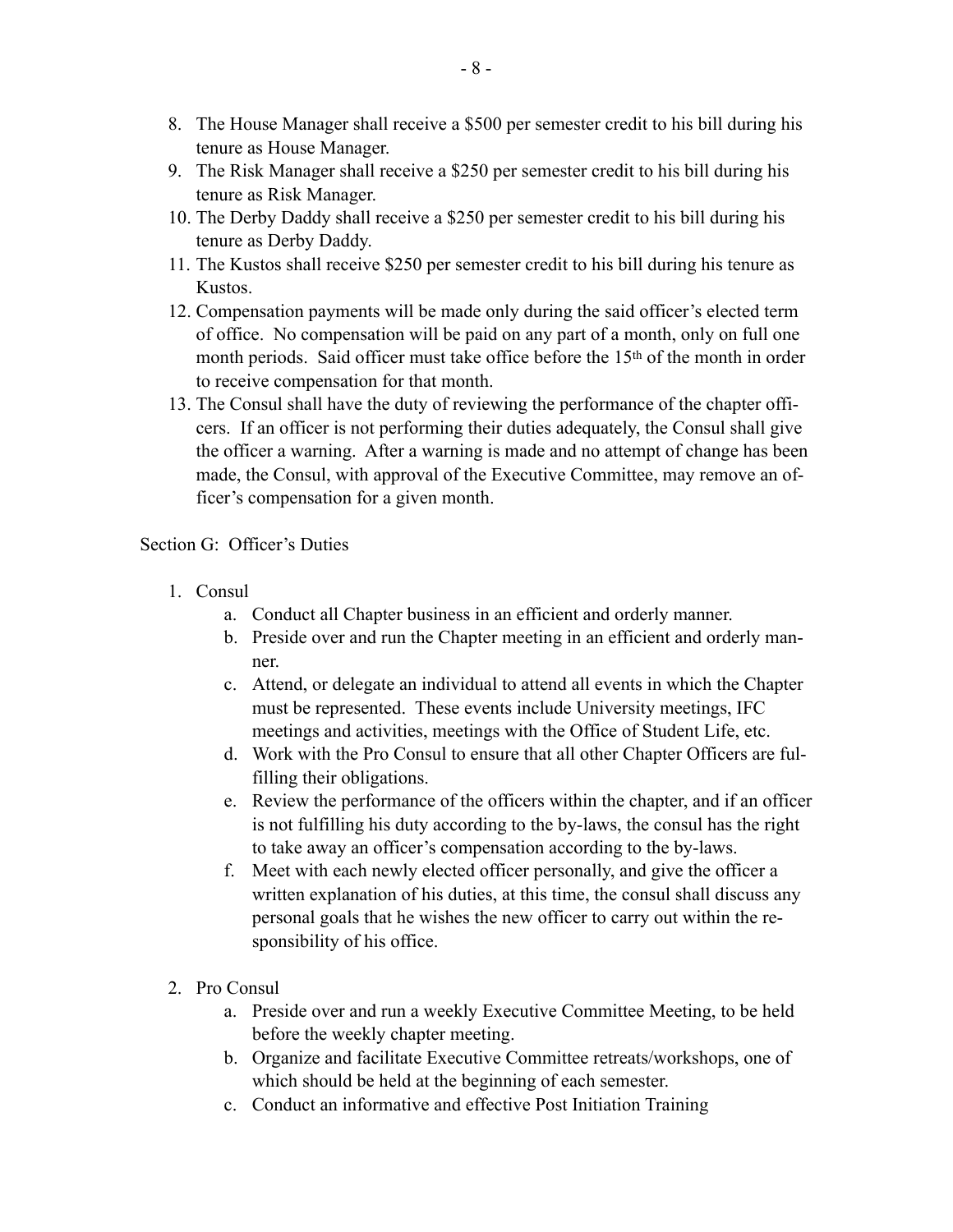8. The House Manager shall receive a $500 per semester credit to his bill during his tenure as House Manager.
9. The Risk Manager shall receive a $250 per semester credit to his bill during his tenure as Risk Manager.
10. The Derby Daddy shall receive a $250 per semester credit to his bill during his tenure as Derby Daddy.
11. The Kustos shall receive $250 per semester credit to his bill during his tenure as Kustos.
12. Compensation payments will be made only during the said officer's elected term of office. No compensation will be paid on any part of a month, only on full one month periods. Said officer must take office before the 15th of the month in order to receive compensation for that month.
13. The Consul shall have the duty of reviewing the performance of the chapter officers. If an officer is not performing their duties adequately, the Consul shall give the officer a warning. After a warning is made and no attempt of change has been made, the Consul, with approval of the Executive Committee, may remove an officer's compensation for a given month.

Section G: Officer's Duties

1. Consul
    a. Conduct all Chapter business in an efficient and orderly manner.
    b. Preside over and run the Chapter meeting in an efficient and orderly manner.
    c. Attend, or delegate an individual to attend all events in which the Chapter must be represented. These events include University meetings, IFC meetings and activities, meetings with the Office of Student Life, etc.
    d. Work with the Pro Consul to ensure that all other Chapter Officers are fulfilling their obligations.
    e. Review the performance of the officers within the chapter, and if an officer is not fulfilling his duty according to the by-laws, the consul has the right to take away an officer's compensation according to the by-laws.
    f. Meet with each newly elected officer personally, and give the officer a written explanation of his duties, at this time, the consul shall discuss any personal goals that he wishes the new officer to carry out within the responsibility of his office.

2. Pro Consul
    a. Preside over and run a weekly Executive Committee Meeting, to be held before the weekly chapter meeting.
    b. Organize and facilitate Executive Committee retreats/workshops, one of which should be held at the beginning of each semester.
    c. Conduct an informative and effective Post Initiation Training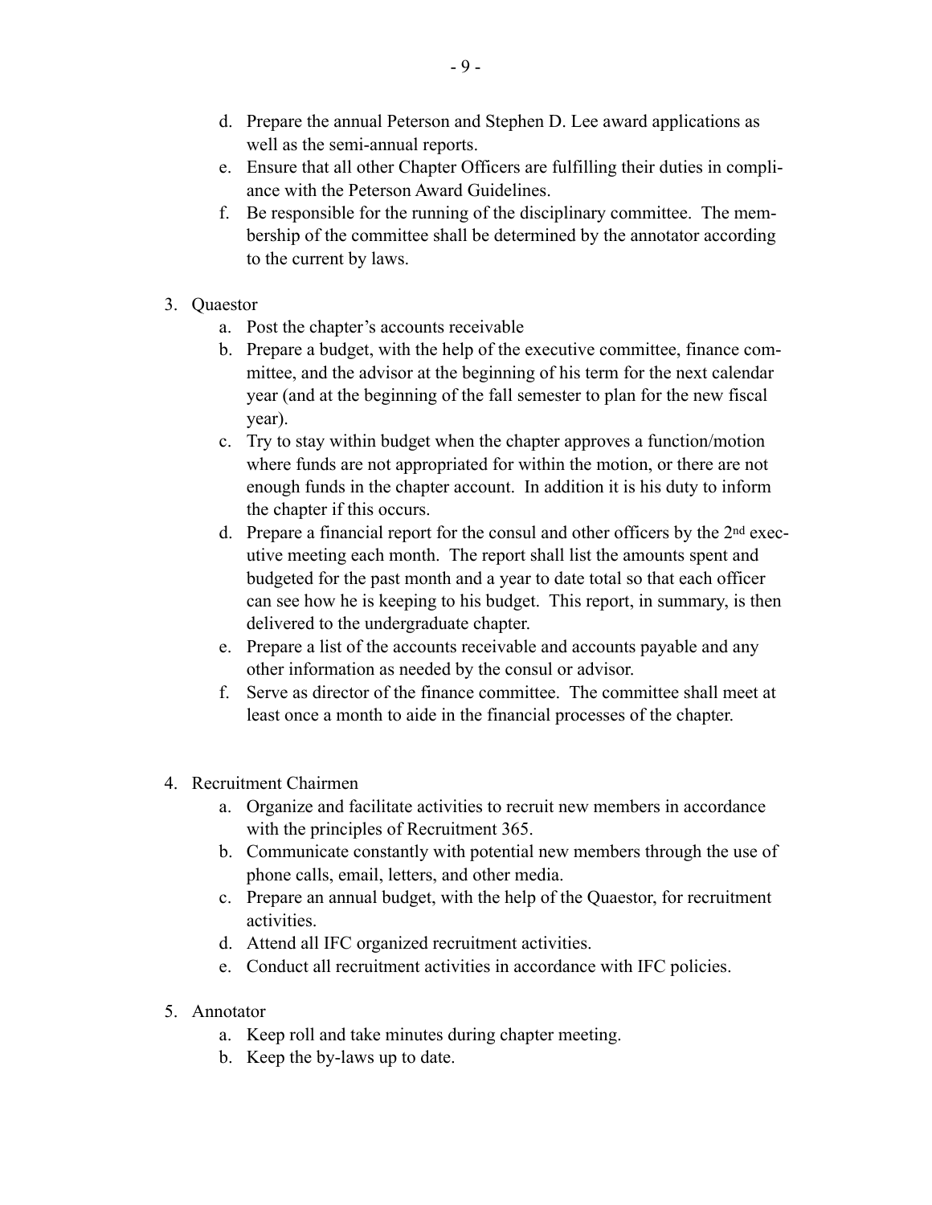d. Prepare the annual Peterson and Stephen D. Lee award applications as well as the semi-annual reports.
   e. Ensure that all other Chapter Officers are fulfilling their duties in compliance with the Peterson Award Guidelines.
   f. Be responsible for the running of the disciplinary committee. The membership of the committee shall be determined by the annotator according to the current by laws.

3. Quaestor
   a. Post the chapter's accounts receivable
   b. Prepare a budget, with the help of the executive committee, finance committee, and the advisor at the beginning of his term for the next calendar year (and at the beginning of the fall semester to plan for the new fiscal year).
   c. Try to stay within budget when the chapter approves a function/motion where funds are not appropriated for within the motion, or there are not enough funds in the chapter account. In addition it is his duty to inform the chapter if this occurs.
   d. Prepare a financial report for the consul and other officers by the 2nd executive meeting each month. The report shall list the amounts spent and budgeted for the past month and a year to date total so that each officer can see how he is keeping to his budget. This report, in summary, is then delivered to the undergraduate chapter.
   e. Prepare a list of the accounts receivable and accounts payable and any other information as needed by the consul or advisor.
   f. Serve as director of the finance committee. The committee shall meet at least once a month to aide in the financial processes of the chapter.

4. Recruitment Chairmen
   a. Organize and facilitate activities to recruit new members in accordance with the principles of Recruitment 365.
   b. Communicate constantly with potential new members through the use of phone calls, email, letters, and other media.
   c. Prepare an annual budget, with the help of the Quaestor, for recruitment activities.
   d. Attend all IFC organized recruitment activities.
   e. Conduct all recruitment activities in accordance with IFC policies.

5. Annotator
   a. Keep roll and take minutes during chapter meeting.
   b. Keep the by-laws up to date.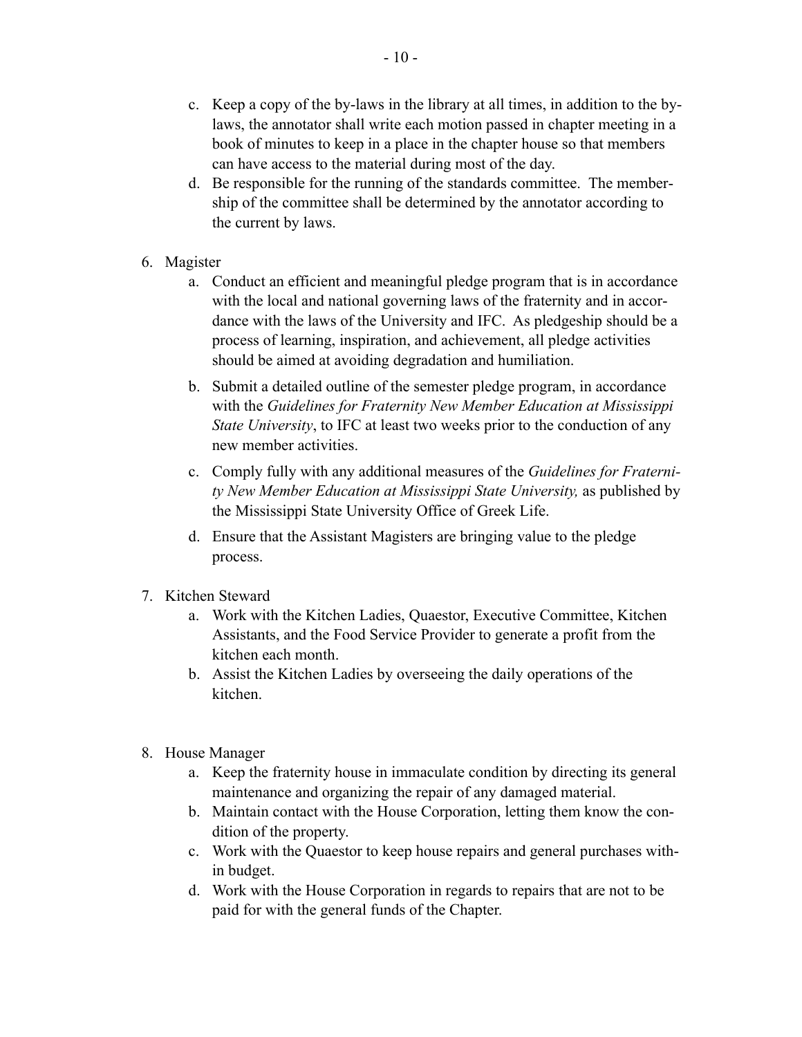c. Keep a copy of the by-laws in the library at all times, in addition to the by-laws, the annotator shall write each motion passed in chapter meeting in a book of minutes to keep in a place in the chapter house so that members can have access to the material during most of the day.
d. Be responsible for the running of the standards committee. The membership of the committee shall be determined by the annotator according to the current by laws.

6. Magister
   a. Conduct an efficient and meaningful pledge program that is in accordance with the local and national governing laws of the fraternity and in accordance with the laws of the University and IFC. As pledgeship should be a process of learning, inspiration, and achievement, all pledge activities should be aimed at avoiding degradation and humiliation.
   b. Submit a detailed outline of the semester pledge program, in accordance with the *Guidelines for Fraternity New Member Education at Mississippi State University*, to IFC at least two weeks prior to the conduction of any new member activities.
   c. Comply fully with any additional measures of the *Guidelines for Fraternity New Member Education at Mississippi State University,* as published by the Mississippi State University Office of Greek Life.
   d. Ensure that the Assistant Magisters are bringing value to the pledge process.

7. Kitchen Steward
   a. Work with the Kitchen Ladies, Quaestor, Executive Committee, Kitchen Assistants, and the Food Service Provider to generate a profit from the kitchen each month.
   b. Assist the Kitchen Ladies by overseeing the daily operations of the kitchen.

8. House Manager
   a. Keep the fraternity house in immaculate condition by directing its general maintenance and organizing the repair of any damaged material.
   b. Maintain contact with the House Corporation, letting them know the condition of the property.
   c. Work with the Quaestor to keep house repairs and general purchases within budget.
   d. Work with the House Corporation in regards to repairs that are not to be paid for with the general funds of the Chapter.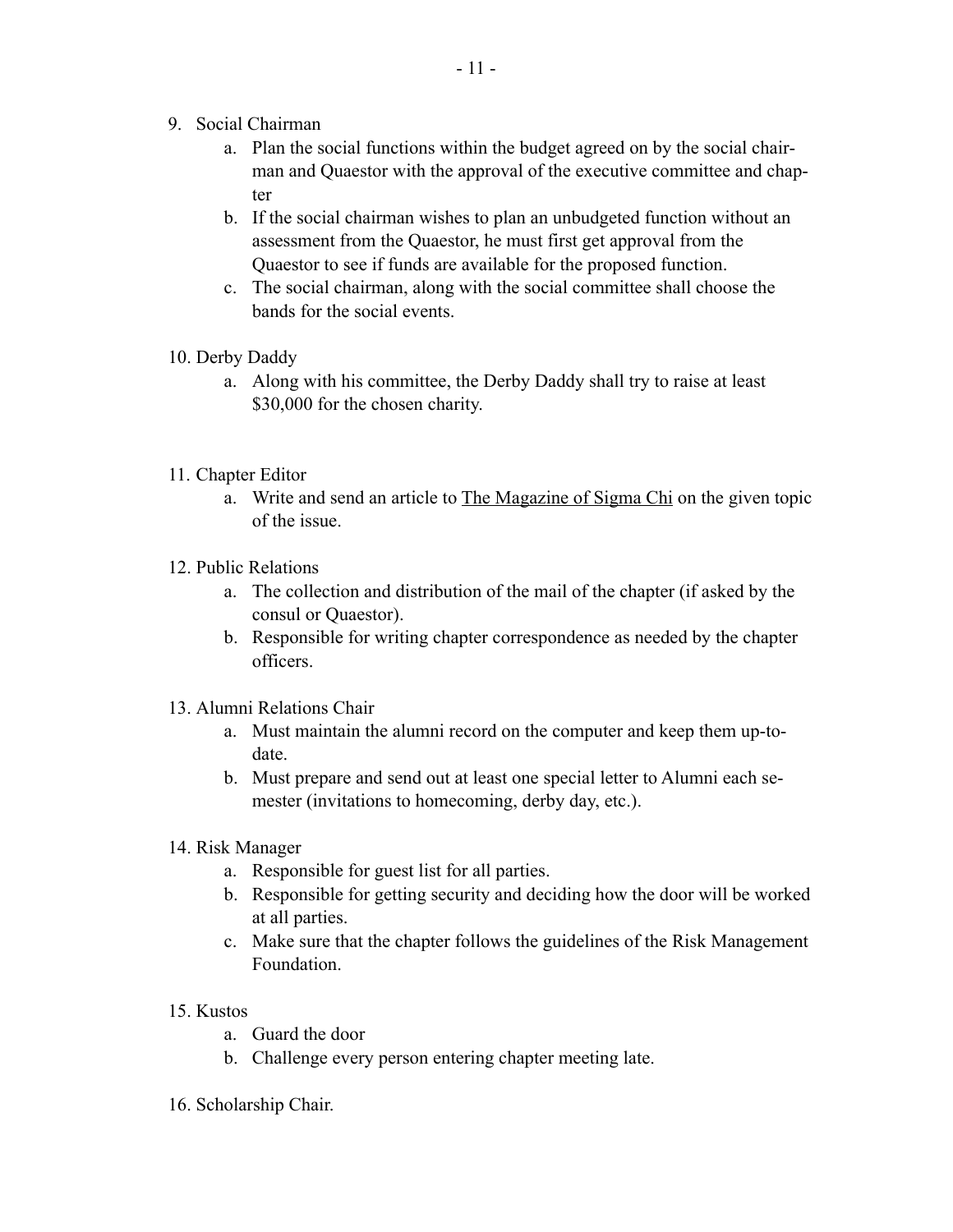9. Social Chairman
    a. Plan the social functions within the budget agreed on by the social chairman and Quaestor with the approval of the executive committee and chapter
    b. If the social chairman wishes to plan an unbudgeted function without an assessment from the Quaestor, he must first get approval from the Quaestor to see if funds are available for the proposed function.
    c. The social chairman, along with the social committee shall choose the bands for the social events.

10. Derby Daddy
    a. Along with his committee, the Derby Daddy shall try to raise at least $30,000 for the chosen charity.

11. Chapter Editor
    a. Write and send an article to <u>The Magazine of Sigma Chi</u> on the given topic of the issue.

12. Public Relations
    a. The collection and distribution of the mail of the chapter (if asked by the consul or Quaestor).
    b. Responsible for writing chapter correspondence as needed by the chapter officers.

13. Alumni Relations Chair
    a. Must maintain the alumni record on the computer and keep them up-to-date.
    b. Must prepare and send out at least one special letter to Alumni each semester (invitations to homecoming, derby day, etc.).

14. Risk Manager
    a. Responsible for guest list for all parties.
    b. Responsible for getting security and deciding how the door will be worked at all parties.
    c. Make sure that the chapter follows the guidelines of the Risk Management Foundation.

15. Kustos
    a. Guard the door
    b. Challenge every person entering chapter meeting late.

16. Scholarship Chair.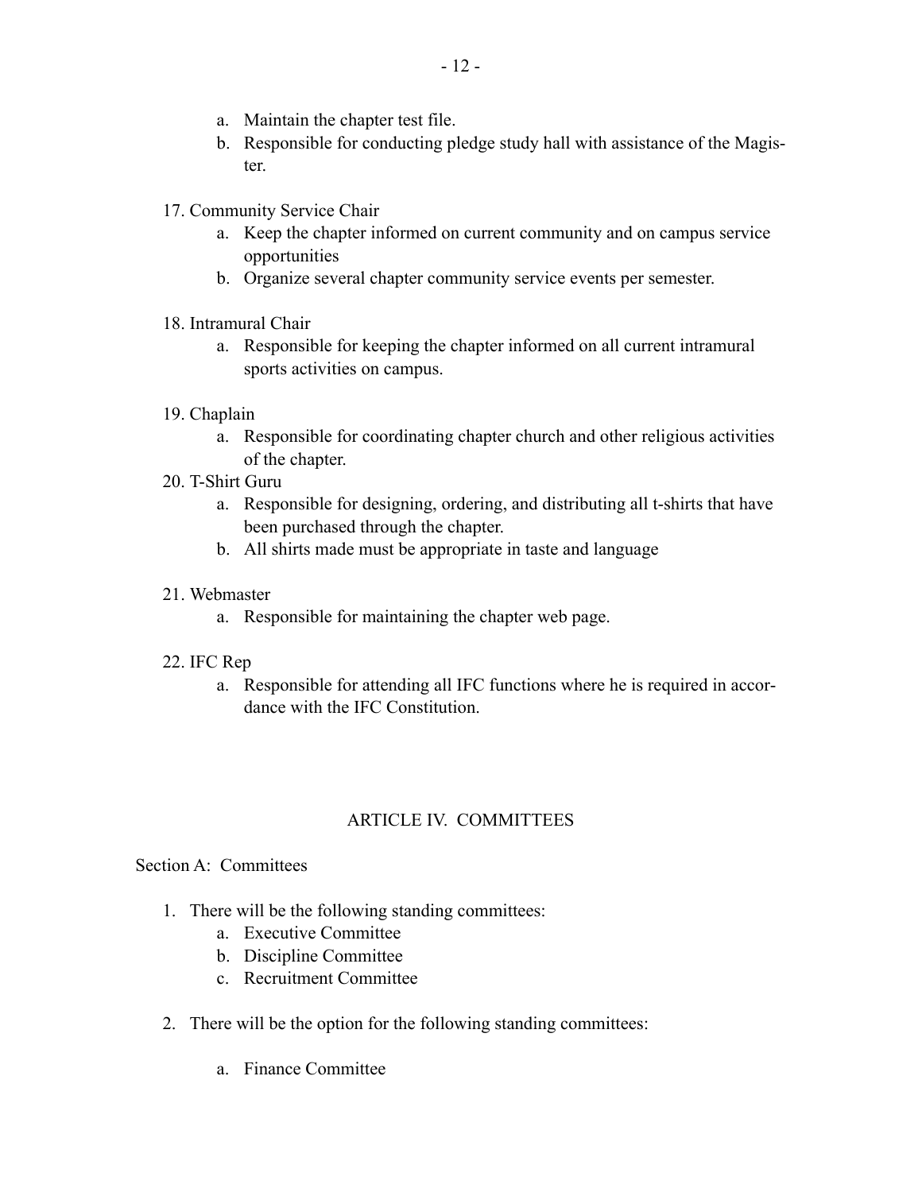a. Maintain the chapter test file.
   b. Responsible for conducting pledge study hall with assistance of the Magister.

17. Community Service Chair
    a. Keep the chapter informed on current community and on campus service opportunities
    b. Organize several chapter community service events per semester.

18. Intramural Chair
    a. Responsible for keeping the chapter informed on all current intramural sports activities on campus.

19. Chaplain
    a. Responsible for coordinating chapter church and other religious activities of the chapter.

20. T-Shirt Guru
    a. Responsible for designing, ordering, and distributing all t-shirts that have been purchased through the chapter.
    b. All shirts made must be appropriate in taste and language

21. Webmaster
    a. Responsible for maintaining the chapter web page.

22. IFC Rep
    a. Responsible for attending all IFC functions where he is required in accordance with the IFC Constitution.

## ARTICLE IV. COMMITTEES

Section A: Committees

1. There will be the following standing committees:
   a. Executive Committee
   b. Discipline Committee
   c. Recruitment Committee

2. There will be the option for the following standing committees:

   a. Finance Committee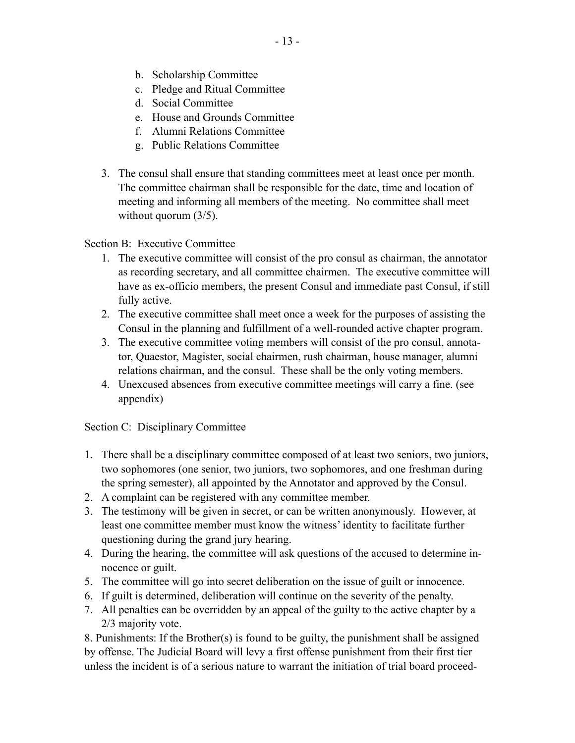b. Scholarship Committee
c. Pledge and Ritual Committee
d. Social Committee
e. House and Grounds Committee
f. Alumni Relations Committee
g. Public Relations Committee

3. The consul shall ensure that standing committees meet at least once per month. The committee chairman shall be responsible for the date, time and location of meeting and informing all members of the meeting. No committee shall meet without quorum (3/5).

Section B: Executive Committee

1. The executive committee will consist of the pro consul as chairman, the annotator as recording secretary, and all committee chairmen. The executive committee will have as ex-officio members, the present Consul and immediate past Consul, if still fully active.
2. The executive committee shall meet once a week for the purposes of assisting the Consul in the planning and fulfillment of a well-rounded active chapter program.
3. The executive committee voting members will consist of the pro consul, annotator, Quaestor, Magister, social chairmen, rush chairman, house manager, alumni relations chairman, and the consul. These shall be the only voting members.
4. Unexcused absences from executive committee meetings will carry a fine. (see appendix)

Section C: Disciplinary Committee

1. There shall be a disciplinary committee composed of at least two seniors, two juniors, two sophomores (one senior, two juniors, two sophomores, and one freshman during the spring semester), all appointed by the Annotator and approved by the Consul.
2. A complaint can be registered with any committee member.
3. The testimony will be given in secret, or can be written anonymously. However, at least one committee member must know the witness' identity to facilitate further questioning during the grand jury hearing.
4. During the hearing, the committee will ask questions of the accused to determine innocence or guilt.
5. The committee will go into secret deliberation on the issue of guilt or innocence.
6. If guilt is determined, deliberation will continue on the severity of the penalty.
7. All penalties can be overridden by an appeal of the guilty to the active chapter by a 2/3 majority vote.

8. Punishments: If the Brother(s) is found to be guilty, the punishment shall be assigned by offense. The Judicial Board will levy a first offense punishment from their first tier unless the incident is of a serious nature to warrant the initiation of trial board proceed-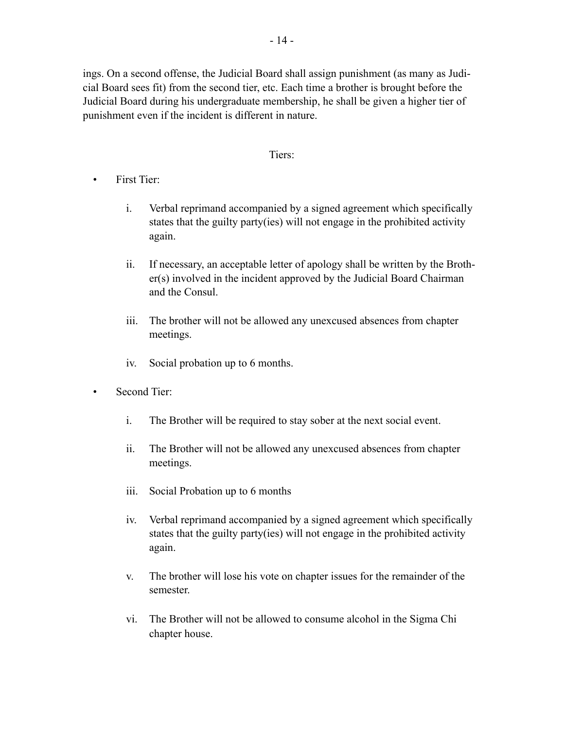ings. On a second offense, the Judicial Board shall assign punishment (as many as Judicial Board sees fit) from the second tier, etc. Each time a brother is brought before the Judicial Board during his undergraduate membership, he shall be given a higher tier of punishment even if the incident is different in nature.

Tiers:

- First Tier:

  i. Verbal reprimand accompanied by a signed agreement which specifically states that the guilty party(ies) will not engage in the prohibited activity again.

  ii. If necessary, an acceptable letter of apology shall be written by the Brother(s) involved in the incident approved by the Judicial Board Chairman and the Consul.

  iii. The brother will not be allowed any unexcused absences from chapter meetings.

  iv. Social probation up to 6 months.

- Second Tier:

  i. The Brother will be required to stay sober at the next social event.

  ii. The Brother will not be allowed any unexcused absences from chapter meetings.

  iii. Social Probation up to 6 months

  iv. Verbal reprimand accompanied by a signed agreement which specifically states that the guilty party(ies) will not engage in the prohibited activity again.

  v. The brother will lose his vote on chapter issues for the remainder of the semester.

  vi. The Brother will not be allowed to consume alcohol in the Sigma Chi chapter house.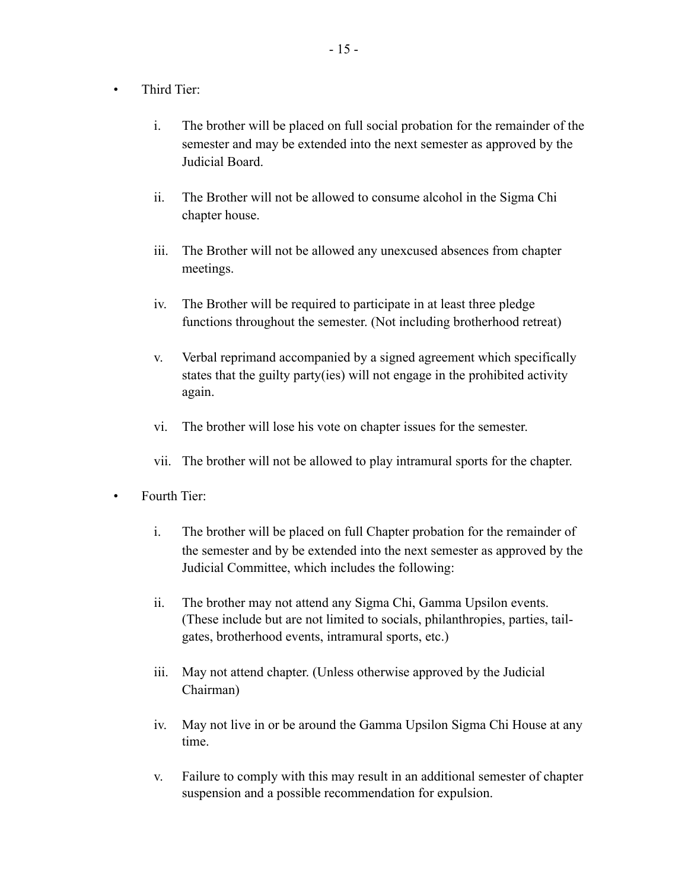- Third Tier:

    i. The brother will be placed on full social probation for the remainder of the semester and may be extended into the next semester as approved by the Judicial Board.

    ii. The Brother will not be allowed to consume alcohol in the Sigma Chi chapter house.

    iii. The Brother will not be allowed any unexcused absences from chapter meetings.

    iv. The Brother will be required to participate in at least three pledge functions throughout the semester. (Not including brotherhood retreat)

    v. Verbal reprimand accompanied by a signed agreement which specifically states that the guilty party(ies) will not engage in the prohibited activity again.

    vi. The brother will lose his vote on chapter issues for the semester.

    vii. The brother will not be allowed to play intramural sports for the chapter.

- Fourth Tier:

    i. The brother will be placed on full Chapter probation for the remainder of the semester and by be extended into the next semester as approved by the Judicial Committee, which includes the following:

    ii. The brother may not attend any Sigma Chi, Gamma Upsilon events. (These include but are not limited to socials, philanthropies, parties, tail-gates, brotherhood events, intramural sports, etc.)

    iii. May not attend chapter. (Unless otherwise approved by the Judicial Chairman)

    iv. May not live in or be around the Gamma Upsilon Sigma Chi House at any time.

    v. Failure to comply with this may result in an additional semester of chapter suspension and a possible recommendation for expulsion.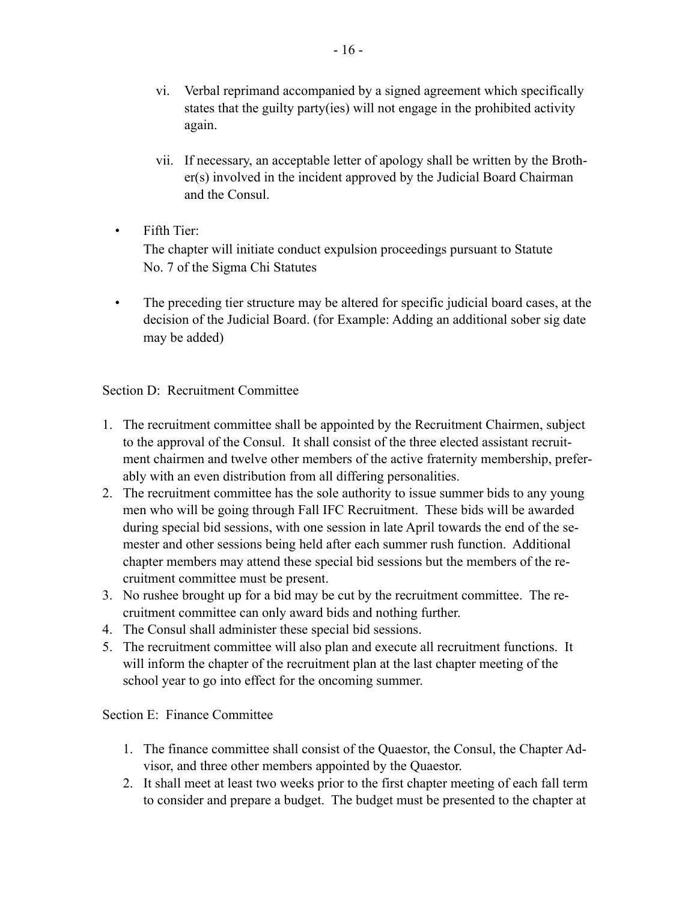vi. Verbal reprimand accompanied by a signed agreement which specifically states that the guilty party(ies) will not engage in the prohibited activity again.

   vii. If necessary, an acceptable letter of apology shall be written by the Brother(s) involved in the incident approved by the Judicial Board Chairman and the Consul.

- Fifth Tier:
  The chapter will initiate conduct expulsion proceedings pursuant to Statute No. 7 of the Sigma Chi Statutes

- The preceding tier structure may be altered for specific judicial board cases, at the decision of the Judicial Board. (for Example: Adding an additional sober sig date may be added)

Section D: Recruitment Committee

1. The recruitment committee shall be appointed by the Recruitment Chairmen, subject to the approval of the Consul. It shall consist of the three elected assistant recruitment chairmen and twelve other members of the active fraternity membership, preferably with an even distribution from all differing personalities.
2. The recruitment committee has the sole authority to issue summer bids to any young men who will be going through Fall IFC Recruitment. These bids will be awarded during special bid sessions, with one session in late April towards the end of the semester and other sessions being held after each summer rush function. Additional chapter members may attend these special bid sessions but the members of the recruitment committee must be present.
3. No rushee brought up for a bid may be cut by the recruitment committee. The recruitment committee can only award bids and nothing further.
4. The Consul shall administer these special bid sessions.
5. The recruitment committee will also plan and execute all recruitment functions. It will inform the chapter of the recruitment plan at the last chapter meeting of the school year to go into effect for the oncoming summer.

Section E: Finance Committee

1. The finance committee shall consist of the Quaestor, the Consul, the Chapter Advisor, and three other members appointed by the Quaestor.
2. It shall meet at least two weeks prior to the first chapter meeting of each fall term to consider and prepare a budget. The budget must be presented to the chapter at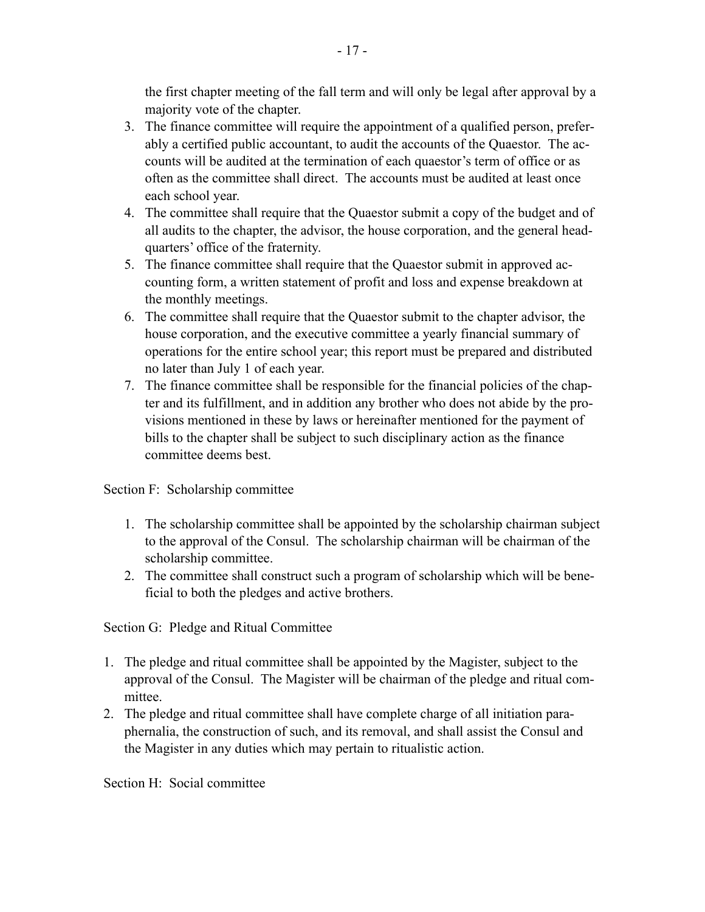the first chapter meeting of the fall term and will only be legal after approval by a majority vote of the chapter.

3. The finance committee will require the appointment of a qualified person, preferably a certified public accountant, to audit the accounts of the Quaestor. The accounts will be audited at the termination of each quaestor's term of office or as often as the committee shall direct. The accounts must be audited at least once each school year.
4. The committee shall require that the Quaestor submit a copy of the budget and of all audits to the chapter, the advisor, the house corporation, and the general headquarters' office of the fraternity.
5. The finance committee shall require that the Quaestor submit in approved accounting form, a written statement of profit and loss and expense breakdown at the monthly meetings.
6. The committee shall require that the Quaestor submit to the chapter advisor, the house corporation, and the executive committee a yearly financial summary of operations for the entire school year; this report must be prepared and distributed no later than July 1 of each year.
7. The finance committee shall be responsible for the financial policies of the chapter and its fulfillment, and in addition any brother who does not abide by the provisions mentioned in these by laws or hereinafter mentioned for the payment of bills to the chapter shall be subject to such disciplinary action as the finance committee deems best.

Section F: Scholarship committee

1. The scholarship committee shall be appointed by the scholarship chairman subject to the approval of the Consul. The scholarship chairman will be chairman of the scholarship committee.
2. The committee shall construct such a program of scholarship which will be beneficial to both the pledges and active brothers.

Section G: Pledge and Ritual Committee

1. The pledge and ritual committee shall be appointed by the Magister, subject to the approval of the Consul. The Magister will be chairman of the pledge and ritual committee.
2. The pledge and ritual committee shall have complete charge of all initiation paraphernalia, the construction of such, and its removal, and shall assist the Consul and the Magister in any duties which may pertain to ritualistic action.

Section H: Social committee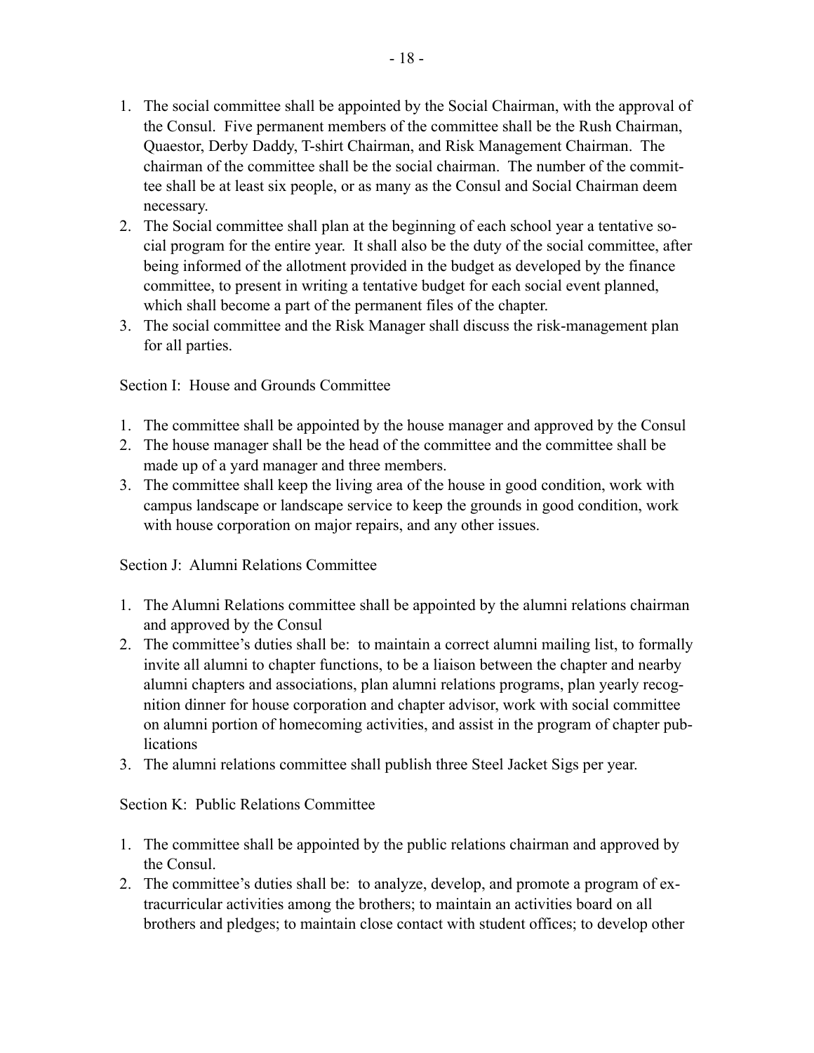1. The social committee shall be appointed by the Social Chairman, with the approval of the Consul. Five permanent members of the committee shall be the Rush Chairman, Quaestor, Derby Daddy, T-shirt Chairman, and Risk Management Chairman. The chairman of the committee shall be the social chairman. The number of the committee shall be at least six people, or as many as the Consul and Social Chairman deem necessary.
2. The Social committee shall plan at the beginning of each school year a tentative social program for the entire year. It shall also be the duty of the social committee, after being informed of the allotment provided in the budget as developed by the finance committee, to present in writing a tentative budget for each social event planned, which shall become a part of the permanent files of the chapter.
3. The social committee and the Risk Manager shall discuss the risk-management plan for all parties.

Section I: House and Grounds Committee

1. The committee shall be appointed by the house manager and approved by the Consul
2. The house manager shall be the head of the committee and the committee shall be made up of a yard manager and three members.
3. The committee shall keep the living area of the house in good condition, work with campus landscape or landscape service to keep the grounds in good condition, work with house corporation on major repairs, and any other issues.

Section J: Alumni Relations Committee

1. The Alumni Relations committee shall be appointed by the alumni relations chairman and approved by the Consul
2. The committee's duties shall be: to maintain a correct alumni mailing list, to formally invite all alumni to chapter functions, to be a liaison between the chapter and nearby alumni chapters and associations, plan alumni relations programs, plan yearly recognition dinner for house corporation and chapter advisor, work with social committee on alumni portion of homecoming activities, and assist in the program of chapter publications
3. The alumni relations committee shall publish three Steel Jacket Sigs per year.

Section K: Public Relations Committee

1. The committee shall be appointed by the public relations chairman and approved by the Consul.
2. The committee's duties shall be: to analyze, develop, and promote a program of extracurricular activities among the brothers; to maintain an activities board on all brothers and pledges; to maintain close contact with student offices; to develop other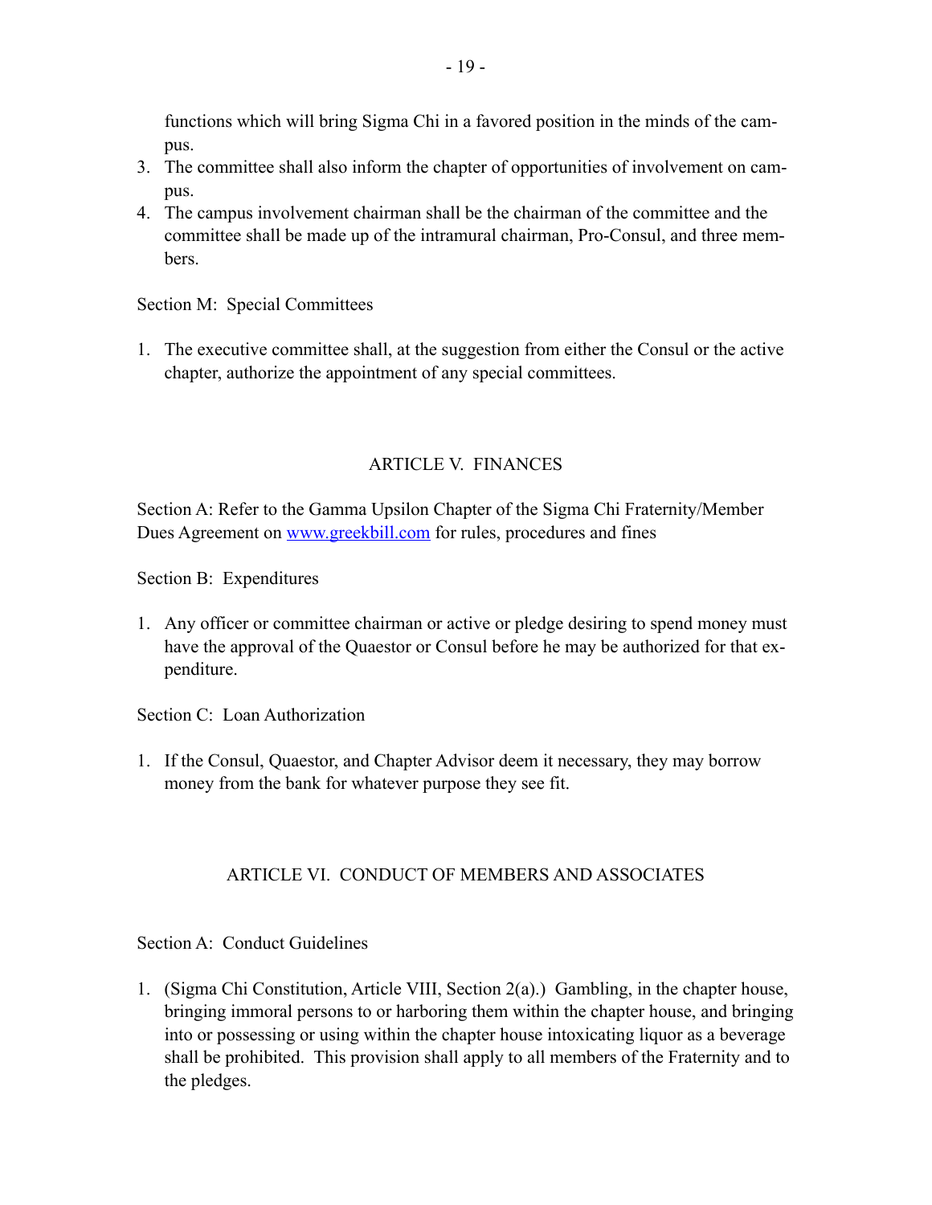functions which will bring Sigma Chi in a favored position in the minds of the campus.

3. The committee shall also inform the chapter of opportunities of involvement on campus.
4. The campus involvement chairman shall be the chairman of the committee and the committee shall be made up of the intramural chairman, Pro-Consul, and three members.

Section M: Special Committees

1. The executive committee shall, at the suggestion from either the Consul or the active chapter, authorize the appointment of any special committees.

## ARTICLE V. FINANCES

Section A: Refer to the Gamma Upsilon Chapter of the Sigma Chi Fraternity/Member Dues Agreement on [www.greekbill.com](http://www.greekbill.com) for rules, procedures and fines

Section B: Expenditures

1. Any officer or committee chairman or active or pledge desiring to spend money must have the approval of the Quaestor or Consul before he may be authorized for that expenditure.

Section C: Loan Authorization

1. If the Consul, Quaestor, and Chapter Advisor deem it necessary, they may borrow money from the bank for whatever purpose they see fit.

## ARTICLE VI. CONDUCT OF MEMBERS AND ASSOCIATES

Section A: Conduct Guidelines

1. (Sigma Chi Constitution, Article VIII, Section 2(a).) Gambling, in the chapter house, bringing immoral persons to or harboring them within the chapter house, and bringing into or possessing or using within the chapter house intoxicating liquor as a beverage shall be prohibited. This provision shall apply to all members of the Fraternity and to the pledges.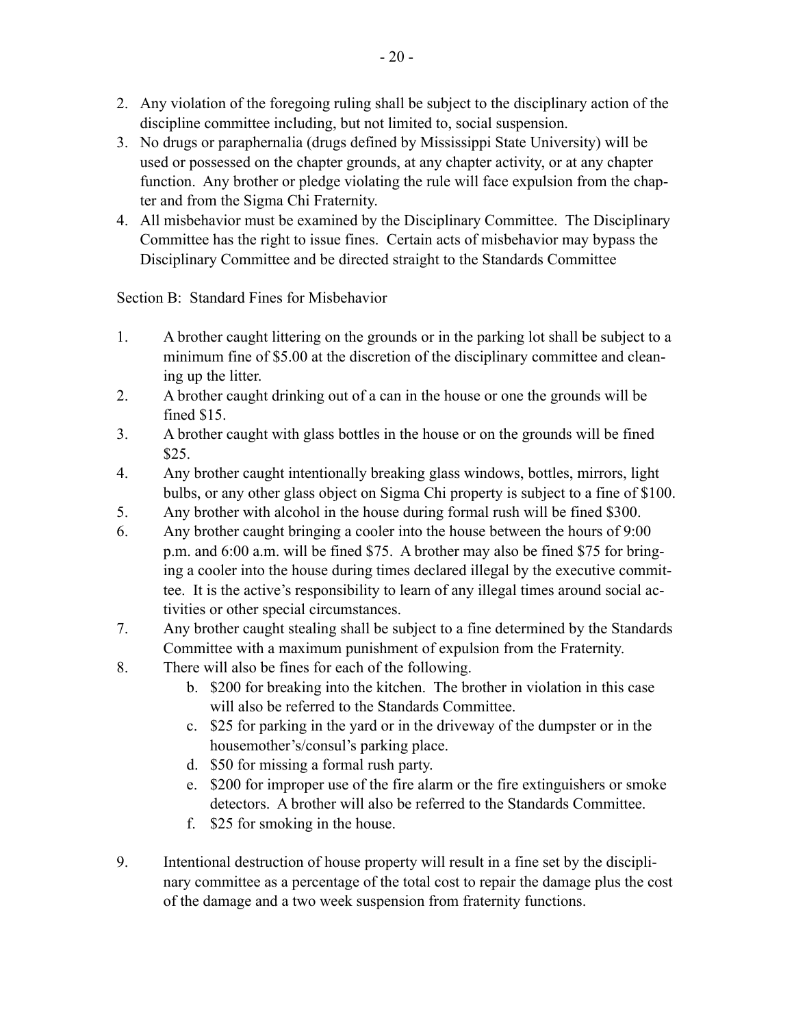2. Any violation of the foregoing ruling shall be subject to the disciplinary action of the discipline committee including, but not limited to, social suspension.
3. No drugs or paraphernalia (drugs defined by Mississippi State University) will be used or possessed on the chapter grounds, at any chapter activity, or at any chapter function. Any brother or pledge violating the rule will face expulsion from the chapter and from the Sigma Chi Fraternity.
4. All misbehavior must be examined by the Disciplinary Committee. The Disciplinary Committee has the right to issue fines. Certain acts of misbehavior may bypass the Disciplinary Committee and be directed straight to the Standards Committee

Section B: Standard Fines for Misbehavior

1. A brother caught littering on the grounds or in the parking lot shall be subject to a minimum fine of $5.00 at the discretion of the disciplinary committee and cleaning up the litter.
2. A brother caught drinking out of a can in the house or one the grounds will be fined $15.
3. A brother caught with glass bottles in the house or on the grounds will be fined $25.
4. Any brother caught intentionally breaking glass windows, bottles, mirrors, light bulbs, or any other glass object on Sigma Chi property is subject to a fine of $100.
5. Any brother with alcohol in the house during formal rush will be fined $300.
6. Any brother caught bringing a cooler into the house between the hours of 9:00 p.m. and 6:00 a.m. will be fined $75. A brother may also be fined $75 for bringing a cooler into the house during times declared illegal by the executive committee. It is the active's responsibility to learn of any illegal times around social activities or other special circumstances.
7. Any brother caught stealing shall be subject to a fine determined by the Standards Committee with a maximum punishment of expulsion from the Fraternity.
8. There will also be fines for each of the following.
   - b. $200 for breaking into the kitchen. The brother in violation in this case will also be referred to the Standards Committee.
   - c. $25 for parking in the yard or in the driveway of the dumpster or in the housemother's/consul's parking place.
   - d. $50 for missing a formal rush party.
   - e. $200 for improper use of the fire alarm or the fire extinguishers or smoke detectors. A brother will also be referred to the Standards Committee.
   - f. $25 for smoking in the house.

9. Intentional destruction of house property will result in a fine set by the disciplinary committee as a percentage of the total cost to repair the damage plus the cost of the damage and a two week suspension from fraternity functions.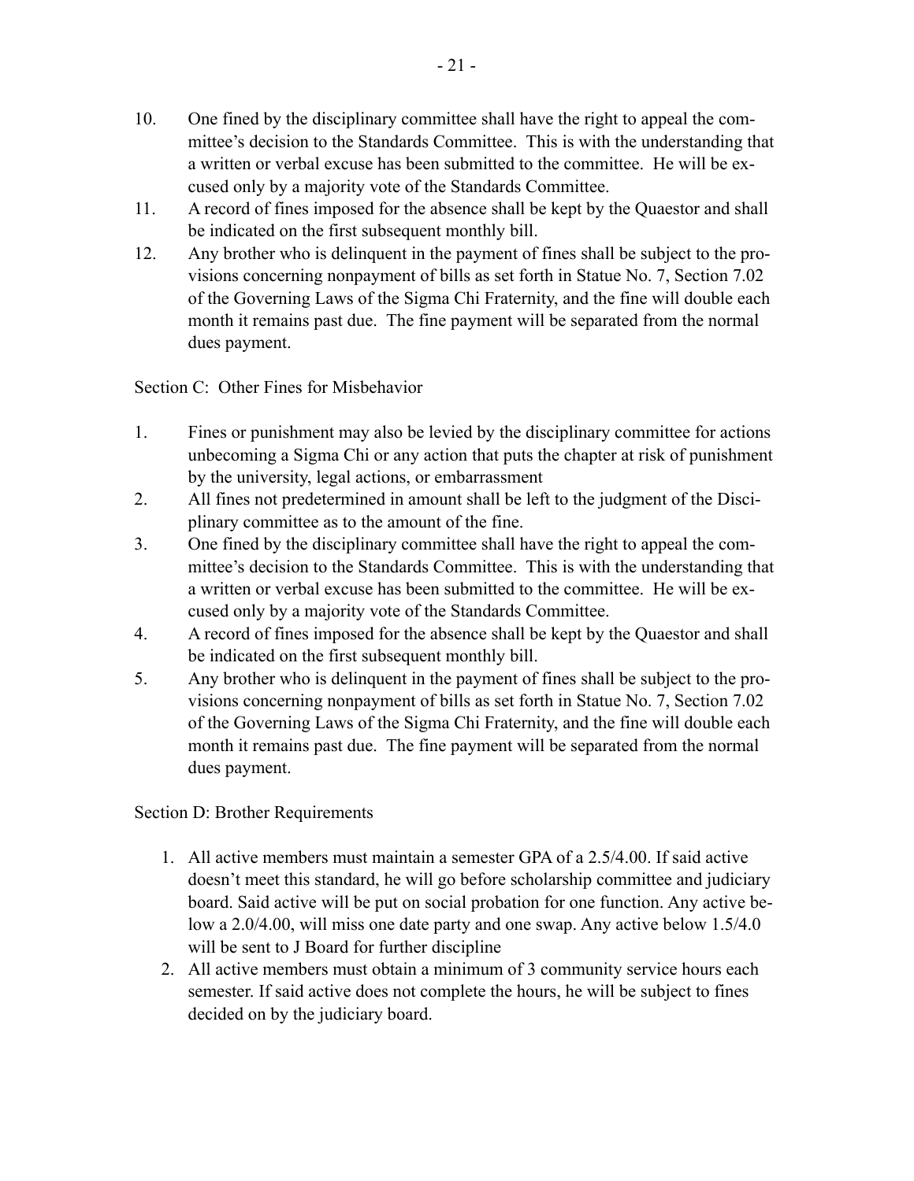10. One fined by the disciplinary committee shall have the right to appeal the committee's decision to the Standards Committee. This is with the understanding that a written or verbal excuse has been submitted to the committee. He will be excused only by a majority vote of the Standards Committee.
11. A record of fines imposed for the absence shall be kept by the Quaestor and shall be indicated on the first subsequent monthly bill.
12. Any brother who is delinquent in the payment of fines shall be subject to the provisions concerning nonpayment of bills as set forth in Statue No. 7, Section 7.02 of the Governing Laws of the Sigma Chi Fraternity, and the fine will double each month it remains past due. The fine payment will be separated from the normal dues payment.

Section C: Other Fines for Misbehavior

1. Fines or punishment may also be levied by the disciplinary committee for actions unbecoming a Sigma Chi or any action that puts the chapter at risk of punishment by the university, legal actions, or embarrassment
2. All fines not predetermined in amount shall be left to the judgment of the Disciplinary committee as to the amount of the fine.
3. One fined by the disciplinary committee shall have the right to appeal the committee's decision to the Standards Committee. This is with the understanding that a written or verbal excuse has been submitted to the committee. He will be excused only by a majority vote of the Standards Committee.
4. A record of fines imposed for the absence shall be kept by the Quaestor and shall be indicated on the first subsequent monthly bill.
5. Any brother who is delinquent in the payment of fines shall be subject to the provisions concerning nonpayment of bills as set forth in Statue No. 7, Section 7.02 of the Governing Laws of the Sigma Chi Fraternity, and the fine will double each month it remains past due. The fine payment will be separated from the normal dues payment.

Section D: Brother Requirements

1. All active members must maintain a semester GPA of a 2.5/4.00. If said active doesn't meet this standard, he will go before scholarship committee and judiciary board. Said active will be put on social probation for one function. Any active below a 2.0/4.00, will miss one date party and one swap. Any active below 1.5/4.0 will be sent to J Board for further discipline
2. All active members must obtain a minimum of 3 community service hours each semester. If said active does not complete the hours, he will be subject to fines decided on by the judiciary board.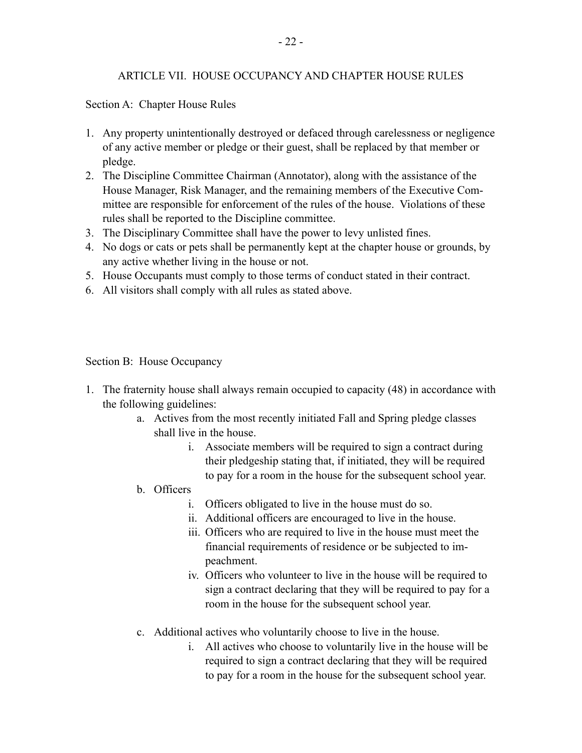## ARTICLE VII. HOUSE OCCUPANCY AND CHAPTER HOUSE RULES

### Section A: Chapter House Rules

1. Any property unintentionally destroyed or defaced through carelessness or negligence of any active member or pledge or their guest, shall be replaced by that member or pledge.
2. The Discipline Committee Chairman (Annotator), along with the assistance of the House Manager, Risk Manager, and the remaining members of the Executive Committee are responsible for enforcement of the rules of the house. Violations of these rules shall be reported to the Discipline committee.
3. The Disciplinary Committee shall have the power to levy unlisted fines.
4. No dogs or cats or pets shall be permanently kept at the chapter house or grounds, by any active whether living in the house or not.
5. House Occupants must comply to those terms of conduct stated in their contract.
6. All visitors shall comply with all rules as stated above.

### Section B: House Occupancy

1. The fraternity house shall always remain occupied to capacity (48) in accordance with the following guidelines:
    a. Actives from the most recently initiated Fall and Spring pledge classes shall live in the house.
        i. Associate members will be required to sign a contract during their pledgeship stating that, if initiated, they will be required to pay for a room in the house for the subsequent school year.
    b. Officers
        i. Officers obligated to live in the house must do so.
        ii. Additional officers are encouraged to live in the house.
        iii. Officers who are required to live in the house must meet the financial requirements of residence or be subjected to impeachment.
        iv. Officers who volunteer to live in the house will be required to sign a contract declaring that they will be required to pay for a room in the house for the subsequent school year.
    c. Additional actives who voluntarily choose to live in the house.
        i. All actives who choose to voluntarily live in the house will be required to sign a contract declaring that they will be required to pay for a room in the house for the subsequent school year.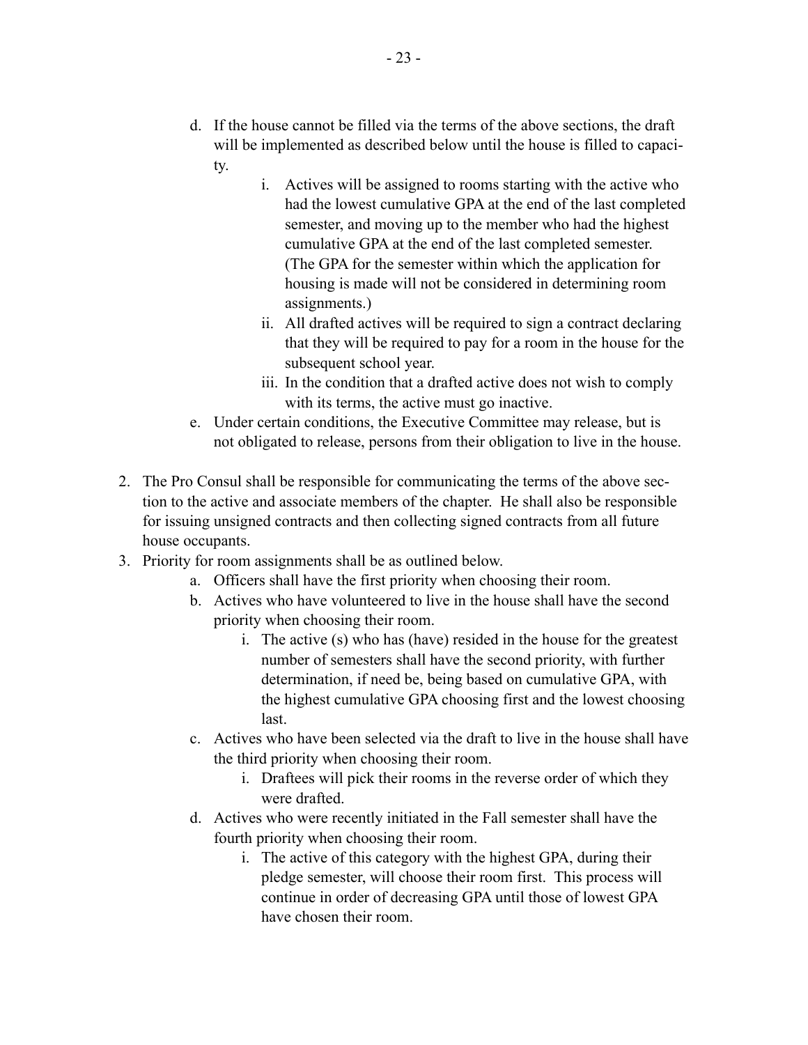d. If the house cannot be filled via the terms of the above sections, the draft will be implemented as described below until the house is filled to capacity.
      i. Actives will be assigned to rooms starting with the active who had the lowest cumulative GPA at the end of the last completed semester, and moving up to the member who had the highest cumulative GPA at the end of the last completed semester. (The GPA for the semester within which the application for housing is made will not be considered in determining room assignments.)
      ii. All drafted actives will be required to sign a contract declaring that they will be required to pay for a room in the house for the subsequent school year.
      iii. In the condition that a drafted active does not wish to comply with its terms, the active must go inactive.
   e. Under certain conditions, the Executive Committee may release, but is not obligated to release, persons from their obligation to live in the house.

2. The Pro Consul shall be responsible for communicating the terms of the above section to the active and associate members of the chapter. He shall also be responsible for issuing unsigned contracts and then collecting signed contracts from all future house occupants.
3. Priority for room assignments shall be as outlined below.
   a. Officers shall have the first priority when choosing their room.
   b. Actives who have volunteered to live in the house shall have the second priority when choosing their room.
      i. The active (s) who has (have) resided in the house for the greatest number of semesters shall have the second priority, with further determination, if need be, being based on cumulative GPA, with the highest cumulative GPA choosing first and the lowest choosing last.
   c. Actives who have been selected via the draft to live in the house shall have the third priority when choosing their room.
      i. Draftees will pick their rooms in the reverse order of which they were drafted.
   d. Actives who were recently initiated in the Fall semester shall have the fourth priority when choosing their room.
      i. The active of this category with the highest GPA, during their pledge semester, will choose their room first. This process will continue in order of decreasing GPA until those of lowest GPA have chosen their room.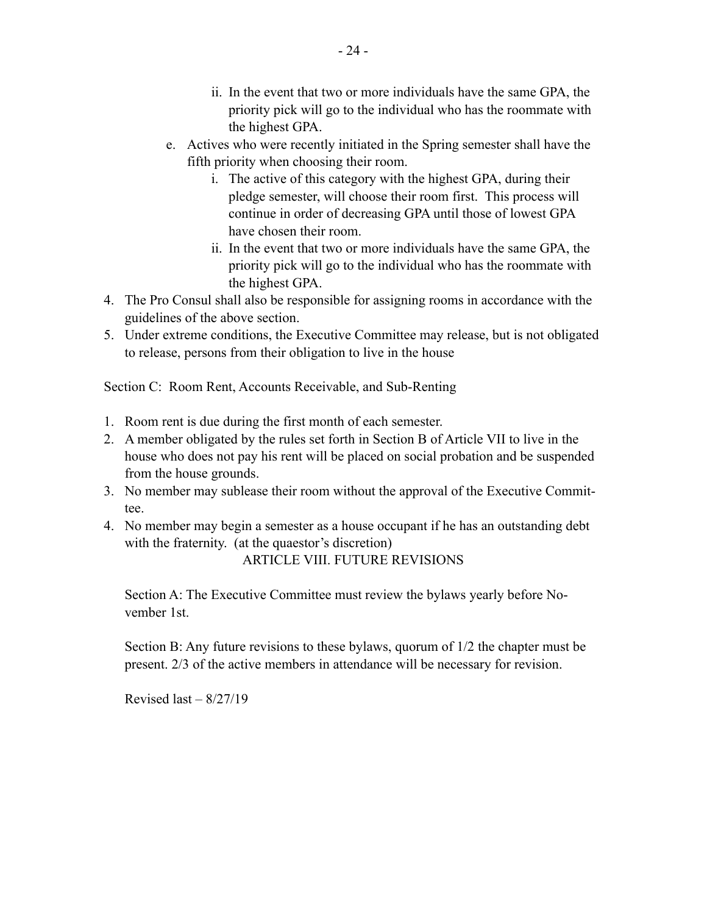ii. In the event that two or more individuals have the same GPA, the priority pick will go to the individual who has the roommate with the highest GPA.

e. Actives who were recently initiated in the Spring semester shall have the fifth priority when choosing their room.

   i. The active of this category with the highest GPA, during their pledge semester, will choose their room first. This process will continue in order of decreasing GPA until those of lowest GPA have chosen their room.

   ii. In the event that two or more individuals have the same GPA, the priority pick will go to the individual who has the roommate with the highest GPA.

4. The Pro Consul shall also be responsible for assigning rooms in accordance with the guidelines of the above section.
5. Under extreme conditions, the Executive Committee may release, but is not obligated to release, persons from their obligation to live in the house

Section C: Room Rent, Accounts Receivable, and Sub-Renting

1. Room rent is due during the first month of each semester.
2. A member obligated by the rules set forth in Section B of Article VII to live in the house who does not pay his rent will be placed on social probation and be suspended from the house grounds.
3. No member may sublease their room without the approval of the Executive Committee.
4. No member may begin a semester as a house occupant if he has an outstanding debt with the fraternity. (at the quaestor's discretion)

## ARTICLE VIII. FUTURE REVISIONS

Section A: The Executive Committee must review the bylaws yearly before November 1st.

Section B: Any future revisions to these bylaws, quorum of 1/2 the chapter must be present. 2/3 of the active members in attendance will be necessary for revision.

Revised last – 8/27/19